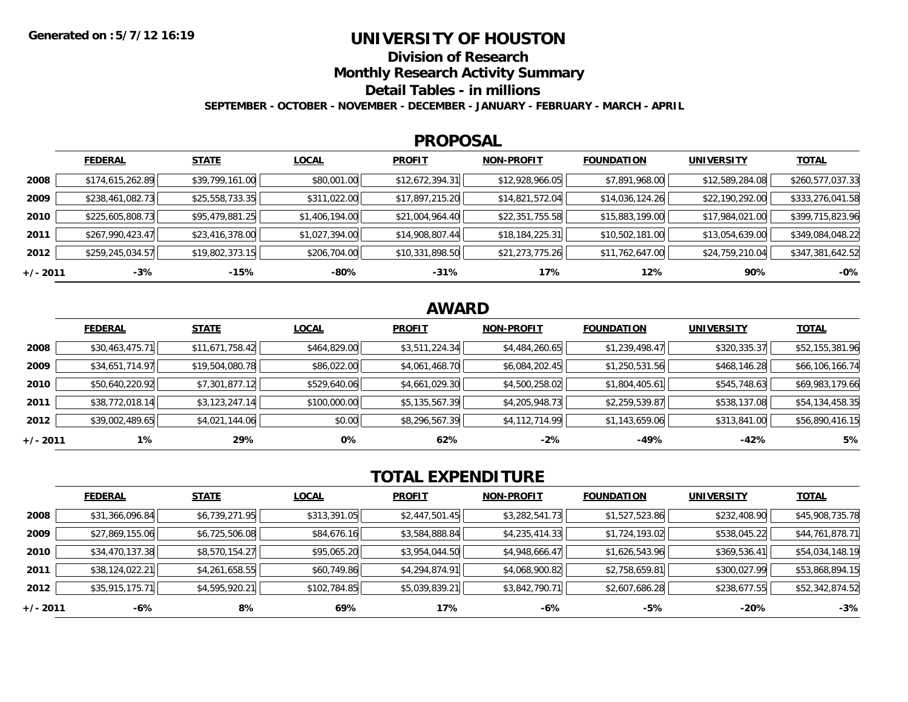Generated on :5/7/12 16:19

# UNIVERSITY OF HOUSTON

## Division of Research

## Monthly Research Activity Summary

## Detail Tables - in millions

**SEPTEMBER - OCTOBER - NOVEMBER - DECEMBER - JANUARY - FEBRUARY - MARCH - APRIL**

## PROPOSAL

| | FEDERAL | STATE | LOCAL | PROFIT | NON-PROFIT | FOUNDATION | UNIVERSITY | TOTAL |
|---|---|---|---|---|---|---|---|---|
| 2008 | $174,615,262.89 | $39,799,161.00 | $80,001.00 | $12,672,394.31 | $12,928,966.05 | $7,891,968.00 | $12,589,284.08 | $260,577,037.33 |
| 2009 | $238,461,082.73 | $25,558,733.35 | $311,022.00 | $17,897,215.20 | $14,821,572.04 | $14,036,124.26 | $22,190,292.00 | $333,276,041.58 |
| 2010 | $225,605,808.73 | $95,479,881.25 | $1,406,194.00 | $21,004,964.40 | $22,351,755.58 | $15,883,199.00 | $17,984,021.00 | $399,715,823.96 |
| 2011 | $267,990,423.47 | $23,416,378.00 | $1,027,394.00 | $14,908,807.44 | $18,184,225.31 | $10,502,181.00 | $13,054,639.00 | $349,084,048.22 |
| 2012 | $259,245,034.57 | $19,802,373.15 | $206,704.00 | $10,331,898.50 | $21,273,775.26 | $11,762,647.00 | $24,759,210.04 | $347,381,642.52 |
| +/- 2011 | -3% | -15% | -80% | -31% | 17% | 12% | 90% | -0% |

## AWARD

| | FEDERAL | STATE | LOCAL | PROFIT | NON-PROFIT | FOUNDATION | UNIVERSITY | TOTAL |
|---|---|---|---|---|---|---|---|---|
| 2008 | $30,463,475.71 | $11,671,758.42 | $464,829.00 | $3,511,224.34 | $4,484,260.65 | $1,239,498.47 | $320,335.37 | $52,155,381.96 |
| 2009 | $34,651,714.97 | $19,504,080.78 | $86,022.00 | $4,061,468.70 | $6,084,202.45 | $1,250,531.56 | $468,146.28 | $66,106,166.74 |
| 2010 | $50,640,220.92 | $7,301,877.12 | $529,640.06 | $4,661,029.30 | $4,500,258.02 | $1,804,405.61 | $545,748.63 | $69,983,179.66 |
| 2011 | $38,772,018.14 | $3,123,247.14 | $100,000.00 | $5,135,567.39 | $4,205,948.73 | $2,259,539.87 | $538,137.08 | $54,134,458.35 |
| 2012 | $39,002,489.65 | $4,021,144.06 | $0.00 | $8,296,567.39 | $4,112,714.99 | $1,143,659.06 | $313,841.00 | $56,890,416.15 |
| +/- 2011 | 1% | 29% | 0% | 62% | -2% | -49% | -42% | 5% |

## TOTAL EXPENDITURE

| | FEDERAL | STATE | LOCAL | PROFIT | NON-PROFIT | FOUNDATION | UNIVERSITY | TOTAL |
|---|---|---|---|---|---|---|---|---|
| 2008 | $31,366,096.84 | $6,739,271.95 | $313,391.05 | $2,447,501.45 | $3,282,541.73 | $1,527,523.86 | $232,408.90 | $45,908,735.78 |
| 2009 | $27,869,155.06 | $6,725,506.08 | $84,676.16 | $3,584,888.84 | $4,235,414.33 | $1,724,193.02 | $538,045.22 | $44,761,878.71 |
| 2010 | $34,470,137.38 | $8,570,154.27 | $95,065.20 | $3,954,044.50 | $4,948,666.47 | $1,626,543.96 | $369,536.41 | $54,034,148.19 |
| 2011 | $38,124,022.21 | $4,261,658.55 | $60,749.86 | $4,294,874.91 | $4,068,900.82 | $2,758,659.81 | $300,027.99 | $53,868,894.15 |
| 2012 | $35,915,175.71 | $4,595,920.21 | $102,784.85 | $5,039,839.21 | $3,842,790.71 | $2,607,686.28 | $238,677.55 | $52,342,874.52 |
| +/- 2011 | -6% | 8% | 69% | 17% | -6% | -5% | -20% | -3% |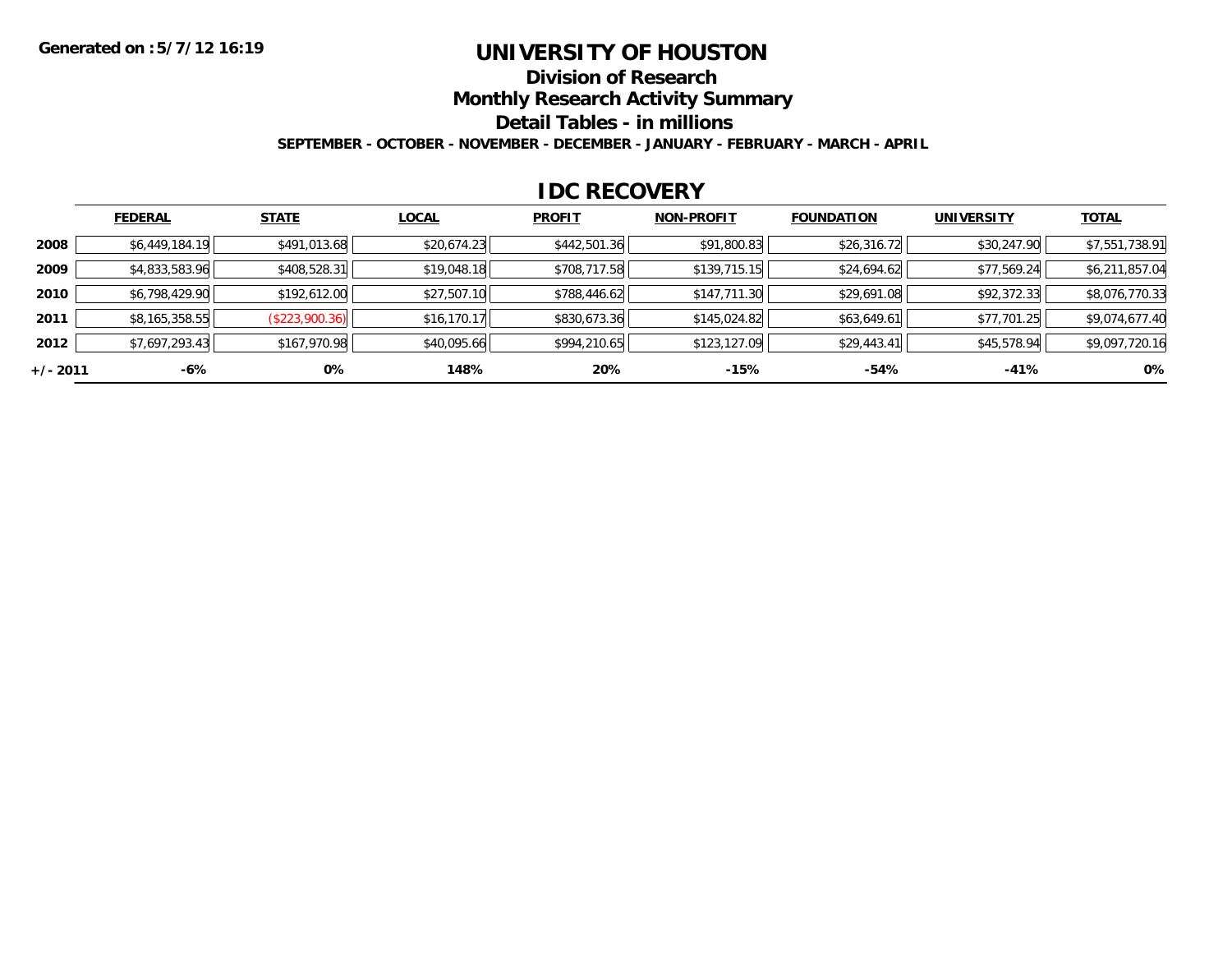Generated on :5/7/12 16:19

# UNIVERSITY OF HOUSTON

## Division of Research

## Monthly Research Activity Summary

## Detail Tables - in millions

**SEPTEMBER - OCTOBER - NOVEMBER - DECEMBER - JANUARY - FEBRUARY - MARCH - APRIL**

## IDC RECOVERY

| | FEDERAL | STATE | LOCAL | PROFIT | NON-PROFIT | FOUNDATION | UNIVERSITY | TOTAL |
|---|---|---|---|---|---|---|---|---|
| **2008** | $6,449,184.19 | $491,013.68 | $20,674.23 | $442,501.36 | $91,800.83 | $26,316.72 | $30,247.90 | $7,551,738.91 |
| **2009** | $4,833,583.96 | $408,528.31 | $19,048.18 | $708,717.58 | $139,715.15 | $24,694.62 | $77,569.24 | $6,211,857.04 |
| **2010** | $6,798,429.90 | $192,612.00 | $27,507.10 | $788,446.62 | $147,711.30 | $29,691.08 | $92,372.33 | $8,076,770.33 |
| **2011** | $8,165,358.55 | ($223,900.36) | $16,170.17 | $830,673.36 | $145,024.82 | $63,649.61 | $77,701.25 | $9,074,677.40 |
| **2012** | $7,697,293.43 | $167,970.98 | $40,095.66 | $994,210.65 | $123,127.09 | $29,443.41 | $45,578.94 | $9,097,720.16 |
| **+/- 2011** | **-6%** | **0%** | **148%** | **20%** | **-15%** | **-54%** | **-41%** | **0%** |